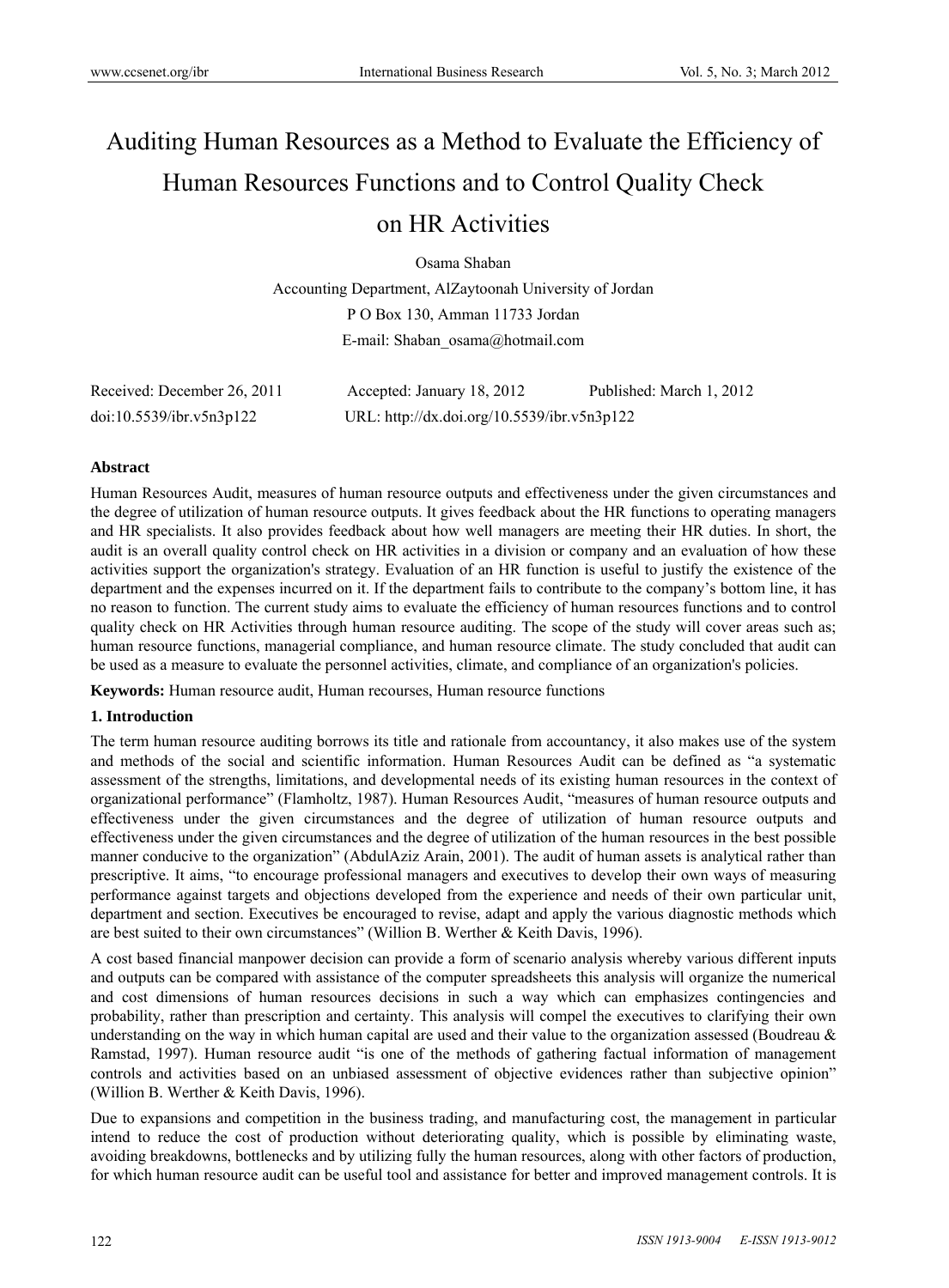# Auditing Human Resources as a Method to Evaluate the Efficiency of Human Resources Functions and to Control Quality Check on HR Activities

Osama Shaban

Accounting Department, AlZaytoonah University of Jordan

P O Box 130, Amman 11733 Jordan

E-mail: Shaban_osama@hotmail.com

Received: December 26, 2011 Accepted: January 18, 2012 Published: March 1, 2012

doi:10.5539/ibr.v5n3p122 URL: http://dx.doi.org/10.5539/ibr.v5n3p122

**Abstract**

Human Resources Audit, measures of human resource outputs and effectiveness under the given circumstances and the degree of utilization of human resource outputs. It gives feedback about the HR functions to operating managers and HR specialists. It also provides feedback about how well managers are meeting their HR duties. In short, the audit is an overall quality control check on HR activities in a division or company and an evaluation of how these activities support the organization's strategy. Evaluation of an HR function is useful to justify the existence of the department and the expenses incurred on it. If the department fails to contribute to the company's bottom line, it has no reason to function. The current study aims to evaluate the efficiency of human resources functions and to control quality check on HR Activities through human resource auditing. The scope of the study will cover areas such as; human resource functions, managerial compliance, and human resource climate. The study concluded that audit can be used as a measure to evaluate the personnel activities, climate, and compliance of an organization's policies.

**Keywords:** Human resource audit, Human recourses, Human resource functions

## 1. Introduction

The term human resource auditing borrows its title and rationale from accountancy, it also makes use of the system and methods of the social and scientific information. Human Resources Audit can be defined as "a systematic assessment of the strengths, limitations, and developmental needs of its existing human resources in the context of organizational performance" (Flamholtz, 1987). Human Resources Audit, "measures of human resource outputs and effectiveness under the given circumstances and the degree of utilization of human resource outputs and effectiveness under the given circumstances and the degree of utilization of the human resources in the best possible manner conducive to the organization" (AbdulAziz Arain, 2001). The audit of human assets is analytical rather than prescriptive. It aims, "to encourage professional managers and executives to develop their own ways of measuring performance against targets and objections developed from the experience and needs of their own particular unit, department and section. Executives be encouraged to revise, adapt and apply the various diagnostic methods which are best suited to their own circumstances" (Willion B. Werther & Keith Davis, 1996).

A cost based financial manpower decision can provide a form of scenario analysis whereby various different inputs and outputs can be compared with assistance of the computer spreadsheets this analysis will organize the numerical and cost dimensions of human resources decisions in such a way which can emphasizes contingencies and probability, rather than prescription and certainty. This analysis will compel the executives to clarifying their own understanding on the way in which human capital are used and their value to the organization assessed (Boudreau & Ramstad, 1997). Human resource audit "is one of the methods of gathering factual information of management controls and activities based on an unbiased assessment of objective evidences rather than subjective opinion" (Willion B. Werther & Keith Davis, 1996).

Due to expansions and competition in the business trading, and manufacturing cost, the management in particular intend to reduce the cost of production without deteriorating quality, which is possible by eliminating waste, avoiding breakdowns, bottlenecks and by utilizing fully the human resources, along with other factors of production, for which human resource audit can be useful tool and assistance for better and improved management controls. It is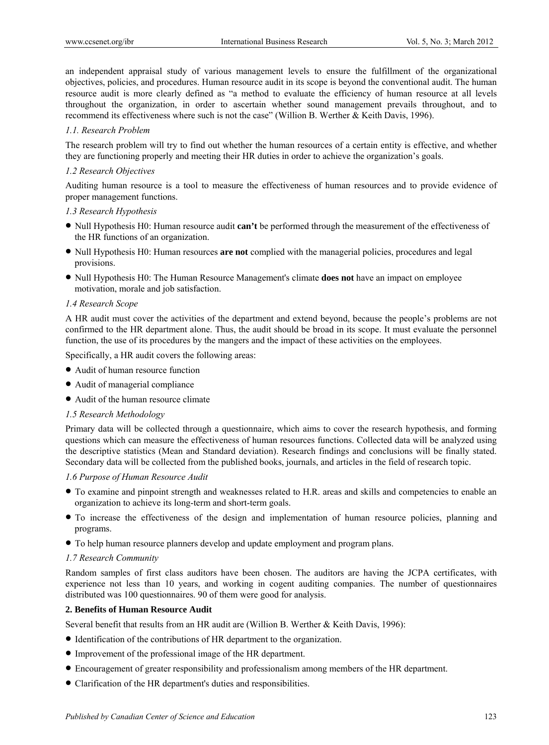an independent appraisal study of various management levels to ensure the fulfillment of the organizational objectives, policies, and procedures. Human resource audit in its scope is beyond the conventional audit. The human resource audit is more clearly defined as "a method to evaluate the efficiency of human resource at all levels throughout the organization, in order to ascertain whether sound management prevails throughout, and to recommend its effectiveness where such is not the case" (Willion B. Werther & Keith Davis, 1996).

### *1.1. Research Problem*

The research problem will try to find out whether the human resources of a certain entity is effective, and whether they are functioning properly and meeting their HR duties in order to achieve the organization's goals.

### *1.2 Research Objectives*

Auditing human resource is a tool to measure the effectiveness of human resources and to provide evidence of proper management functions.

### *1.3 Research Hypothesis*

- Null Hypothesis H0: Human resource audit **can't** be performed through the measurement of the effectiveness of the HR functions of an organization.
- Null Hypothesis H0: Human resources **are not** complied with the managerial policies, procedures and legal provisions.
- Null Hypothesis H0: The Human Resource Management's climate **does not** have an impact on employee motivation, morale and job satisfaction.

### *1.4 Research Scope*

A HR audit must cover the activities of the department and extend beyond, because the people's problems are not confirmed to the HR department alone. Thus, the audit should be broad in its scope. It must evaluate the personnel function, the use of its procedures by the mangers and the impact of these activities on the employees.

Specifically, a HR audit covers the following areas:

- Audit of human resource function
- Audit of managerial compliance
- Audit of the human resource climate

### *1.5 Research Methodology*

Primary data will be collected through a questionnaire, which aims to cover the research hypothesis, and forming questions which can measure the effectiveness of human resources functions. Collected data will be analyzed using the descriptive statistics (Mean and Standard deviation). Research findings and conclusions will be finally stated. Secondary data will be collected from the published books, journals, and articles in the field of research topic.

### *1.6 Purpose of Human Resource Audit*

- To examine and pinpoint strength and weaknesses related to H.R. areas and skills and competencies to enable an organization to achieve its long-term and short-term goals.
- To increase the effectiveness of the design and implementation of human resource policies, planning and programs.
- To help human resource planners develop and update employment and program plans.

### *1.7 Research Community*

Random samples of first class auditors have been chosen. The auditors are having the JCPA certificates, with experience not less than 10 years, and working in cogent auditing companies. The number of questionnaires distributed was 100 questionnaires. 90 of them were good for analysis.

## **2. Benefits of Human Resource Audit**

Several benefit that results from an HR audit are (Willion B. Werther & Keith Davis, 1996):

- Identification of the contributions of HR department to the organization.
- Improvement of the professional image of the HR department.
- Encouragement of greater responsibility and professionalism among members of the HR department.
- Clarification of the HR department's duties and responsibilities.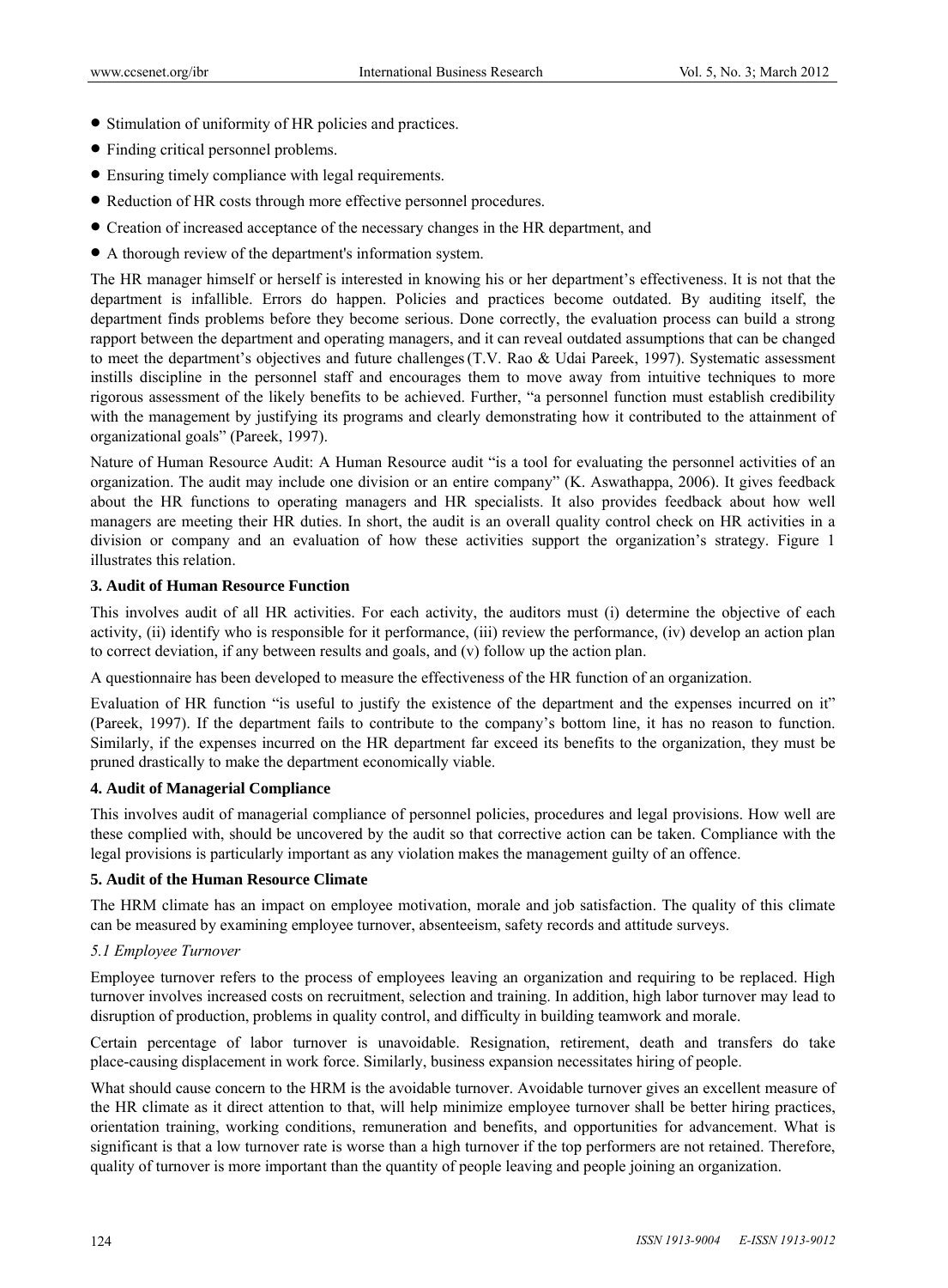- Stimulation of uniformity of HR policies and practices.
- Finding critical personnel problems.
- Ensuring timely compliance with legal requirements.
- Reduction of HR costs through more effective personnel procedures.
- Creation of increased acceptance of the necessary changes in the HR department, and
- A thorough review of the department's information system.

The HR manager himself or herself is interested in knowing his or her department's effectiveness. It is not that the department is infallible. Errors do happen. Policies and practices become outdated. By auditing itself, the department finds problems before they become serious. Done correctly, the evaluation process can build a strong rapport between the department and operating managers, and it can reveal outdated assumptions that can be changed to meet the department's objectives and future challenges (T.V. Rao & Udai Pareek, 1997). Systematic assessment instills discipline in the personnel staff and encourages them to move away from intuitive techniques to more rigorous assessment of the likely benefits to be achieved. Further, "a personnel function must establish credibility with the management by justifying its programs and clearly demonstrating how it contributed to the attainment of organizational goals" (Pareek, 1997).

Nature of Human Resource Audit: A Human Resource audit "is a tool for evaluating the personnel activities of an organization. The audit may include one division or an entire company" (K. Aswathappa, 2006). It gives feedback about the HR functions to operating managers and HR specialists. It also provides feedback about how well managers are meeting their HR duties. In short, the audit is an overall quality control check on HR activities in a division or company and an evaluation of how these activities support the organization's strategy. Figure 1 illustrates this relation.

## 3. Audit of Human Resource Function

This involves audit of all HR activities. For each activity, the auditors must (i) determine the objective of each activity, (ii) identify who is responsible for it performance, (iii) review the performance, (iv) develop an action plan to correct deviation, if any between results and goals, and (v) follow up the action plan.

A questionnaire has been developed to measure the effectiveness of the HR function of an organization.

Evaluation of HR function "is useful to justify the existence of the department and the expenses incurred on it" (Pareek, 1997). If the department fails to contribute to the company's bottom line, it has no reason to function. Similarly, if the expenses incurred on the HR department far exceed its benefits to the organization, they must be pruned drastically to make the department economically viable.

## 4. Audit of Managerial Compliance

This involves audit of managerial compliance of personnel policies, procedures and legal provisions. How well are these complied with, should be uncovered by the audit so that corrective action can be taken. Compliance with the legal provisions is particularly important as any violation makes the management guilty of an offence.

## 5. Audit of the Human Resource Climate

The HRM climate has an impact on employee motivation, morale and job satisfaction. The quality of this climate can be measured by examining employee turnover, absenteeism, safety records and attitude surveys.

### *5.1 Employee Turnover*

Employee turnover refers to the process of employees leaving an organization and requiring to be replaced. High turnover involves increased costs on recruitment, selection and training. In addition, high labor turnover may lead to disruption of production, problems in quality control, and difficulty in building teamwork and morale.

Certain percentage of labor turnover is unavoidable. Resignation, retirement, death and transfers do take place-causing displacement in work force. Similarly, business expansion necessitates hiring of people.

What should cause concern to the HRM is the avoidable turnover. Avoidable turnover gives an excellent measure of the HR climate as it direct attention to that, will help minimize employee turnover shall be better hiring practices, orientation training, working conditions, remuneration and benefits, and opportunities for advancement. What is significant is that a low turnover rate is worse than a high turnover if the top performers are not retained. Therefore, quality of turnover is more important than the quantity of people leaving and people joining an organization.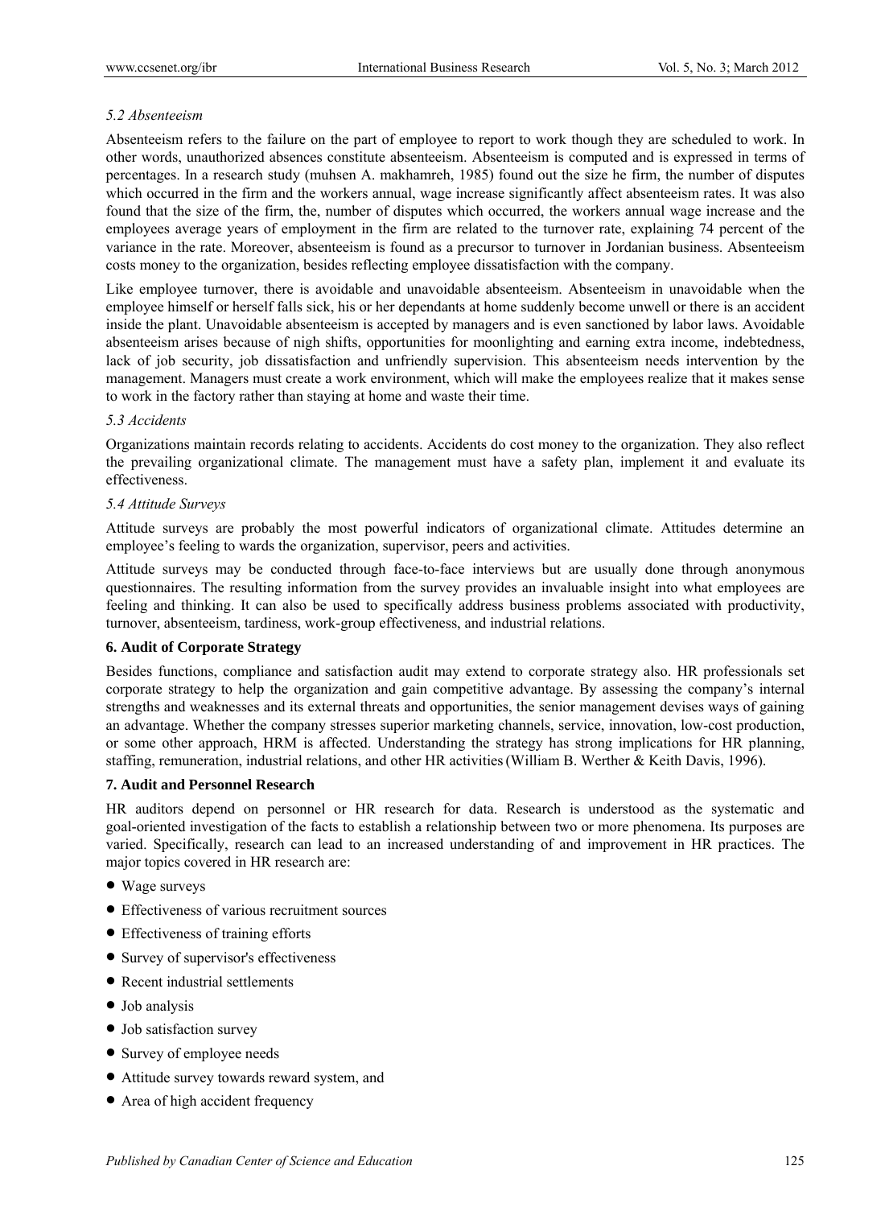### *5.2 Absenteeism*

Absenteeism refers to the failure on the part of employee to report to work though they are scheduled to work. In other words, unauthorized absences constitute absenteeism. Absenteeism is computed and is expressed in terms of percentages. In a research study (muhsen A. makhamreh, 1985) found out the size he firm, the number of disputes which occurred in the firm and the workers annual, wage increase significantly affect absenteeism rates. It was also found that the size of the firm, the, number of disputes which occurred, the workers annual wage increase and the employees average years of employment in the firm are related to the turnover rate, explaining 74 percent of the variance in the rate. Moreover, absenteeism is found as a precursor to turnover in Jordanian business. Absenteeism costs money to the organization, besides reflecting employee dissatisfaction with the company.

Like employee turnover, there is avoidable and unavoidable absenteeism. Absenteeism in unavoidable when the employee himself or herself falls sick, his or her dependants at home suddenly become unwell or there is an accident inside the plant. Unavoidable absenteeism is accepted by managers and is even sanctioned by labor laws. Avoidable absenteeism arises because of nigh shifts, opportunities for moonlighting and earning extra income, indebtedness, lack of job security, job dissatisfaction and unfriendly supervision. This absenteeism needs intervention by the management. Managers must create a work environment, which will make the employees realize that it makes sense to work in the factory rather than staying at home and waste their time.

### *5.3 Accidents*

Organizations maintain records relating to accidents. Accidents do cost money to the organization. They also reflect the prevailing organizational climate. The management must have a safety plan, implement it and evaluate its effectiveness.

### *5.4 Attitude Surveys*

Attitude surveys are probably the most powerful indicators of organizational climate. Attitudes determine an employee's feeling to wards the organization, supervisor, peers and activities.

Attitude surveys may be conducted through face-to-face interviews but are usually done through anonymous questionnaires. The resulting information from the survey provides an invaluable insight into what employees are feeling and thinking. It can also be used to specifically address business problems associated with productivity, turnover, absenteeism, tardiness, work-group effectiveness, and industrial relations.

## **6. Audit of Corporate Strategy**

Besides functions, compliance and satisfaction audit may extend to corporate strategy also. HR professionals set corporate strategy to help the organization and gain competitive advantage. By assessing the company's internal strengths and weaknesses and its external threats and opportunities, the senior management devises ways of gaining an advantage. Whether the company stresses superior marketing channels, service, innovation, low-cost production, or some other approach, HRM is affected. Understanding the strategy has strong implications for HR planning, staffing, remuneration, industrial relations, and other HR activities (William B. Werther & Keith Davis, 1996).

## **7. Audit and Personnel Research**

HR auditors depend on personnel or HR research for data. Research is understood as the systematic and goal-oriented investigation of the facts to establish a relationship between two or more phenomena. Its purposes are varied. Specifically, research can lead to an increased understanding of and improvement in HR practices. The major topics covered in HR research are:

- Wage surveys
- Effectiveness of various recruitment sources
- Effectiveness of training efforts
- Survey of supervisor's effectiveness
- Recent industrial settlements
- Job analysis
- Job satisfaction survey
- Survey of employee needs
- Attitude survey towards reward system, and
- Area of high accident frequency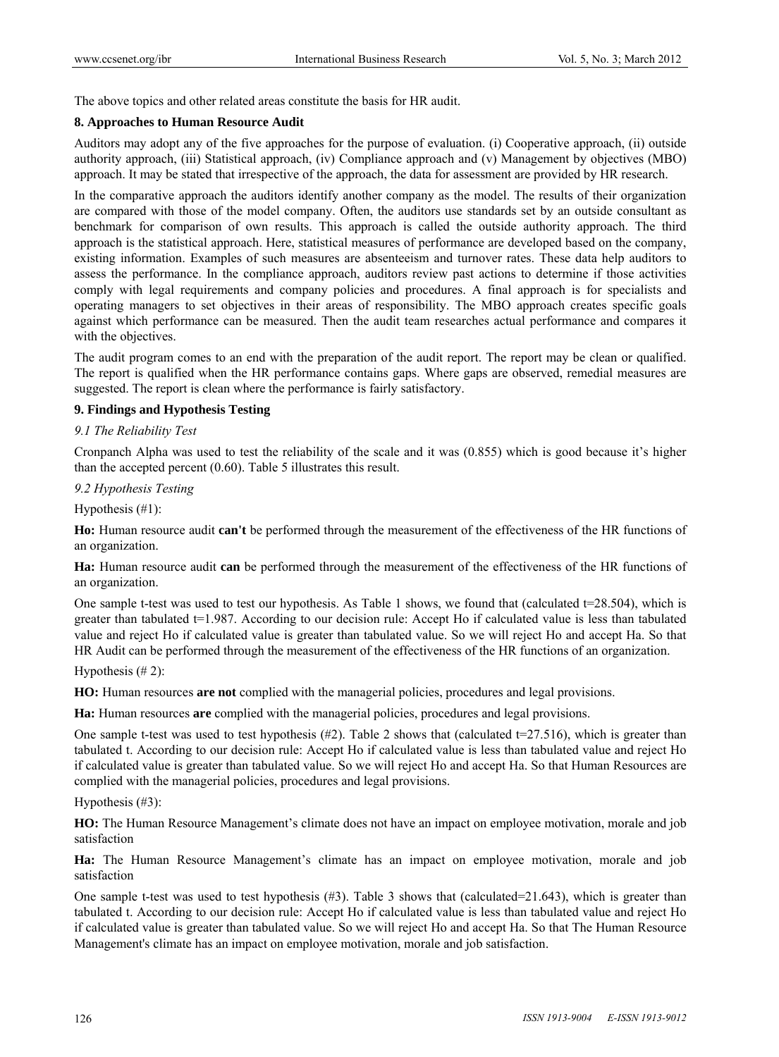The above topics and other related areas constitute the basis for HR audit.

## 8. Approaches to Human Resource Audit

Auditors may adopt any of the five approaches for the purpose of evaluation. (i) Cooperative approach, (ii) outside authority approach, (iii) Statistical approach, (iv) Compliance approach and (v) Management by objectives (MBO) approach. It may be stated that irrespective of the approach, the data for assessment are provided by HR research.

In the comparative approach the auditors identify another company as the model. The results of their organization are compared with those of the model company. Often, the auditors use standards set by an outside consultant as benchmark for comparison of own results. This approach is called the outside authority approach. The third approach is the statistical approach. Here, statistical measures of performance are developed based on the company, existing information. Examples of such measures are absenteeism and turnover rates. These data help auditors to assess the performance. In the compliance approach, auditors review past actions to determine if those activities comply with legal requirements and company policies and procedures. A final approach is for specialists and operating managers to set objectives in their areas of responsibility. The MBO approach creates specific goals against which performance can be measured. Then the audit team researches actual performance and compares it with the objectives.

The audit program comes to an end with the preparation of the audit report. The report may be clean or qualified. The report is qualified when the HR performance contains gaps. Where gaps are observed, remedial measures are suggested. The report is clean where the performance is fairly satisfactory.

## 9. Findings and Hypothesis Testing

### *9.1 The Reliability Test*

Cronpanch Alpha was used to test the reliability of the scale and it was (0.855) which is good because it's higher than the accepted percent (0.60). Table 5 illustrates this result.

### *9.2 Hypothesis Testing*

Hypothesis (#1):

**Ho:** Human resource audit **can't** be performed through the measurement of the effectiveness of the HR functions of an organization.

**Ha:** Human resource audit **can** be performed through the measurement of the effectiveness of the HR functions of an organization.

One sample t-test was used to test our hypothesis. As Table 1 shows, we found that (calculated t=28.504), which is greater than tabulated t=1.987. According to our decision rule: Accept Ho if calculated value is less than tabulated value and reject Ho if calculated value is greater than tabulated value. So we will reject Ho and accept Ha. So that HR Audit can be performed through the measurement of the effectiveness of the HR functions of an organization.

Hypothesis (# 2):

**HO:** Human resources **are not** complied with the managerial policies, procedures and legal provisions.

**Ha:** Human resources **are** complied with the managerial policies, procedures and legal provisions.

One sample t-test was used to test hypothesis (#2). Table 2 shows that (calculated t=27.516), which is greater than tabulated t. According to our decision rule: Accept Ho if calculated value is less than tabulated value and reject Ho if calculated value is greater than tabulated value. So we will reject Ho and accept Ha. So that Human Resources are complied with the managerial policies, procedures and legal provisions.

Hypothesis (#3):

**HO:** The Human Resource Management's climate does not have an impact on employee motivation, morale and job satisfaction

**Ha:** The Human Resource Management's climate has an impact on employee motivation, morale and job satisfaction

One sample t-test was used to test hypothesis (#3). Table 3 shows that (calculated=21.643), which is greater than tabulated t. According to our decision rule: Accept Ho if calculated value is less than tabulated value and reject Ho if calculated value is greater than tabulated value. So we will reject Ho and accept Ha. So that The Human Resource Management's climate has an impact on employee motivation, morale and job satisfaction.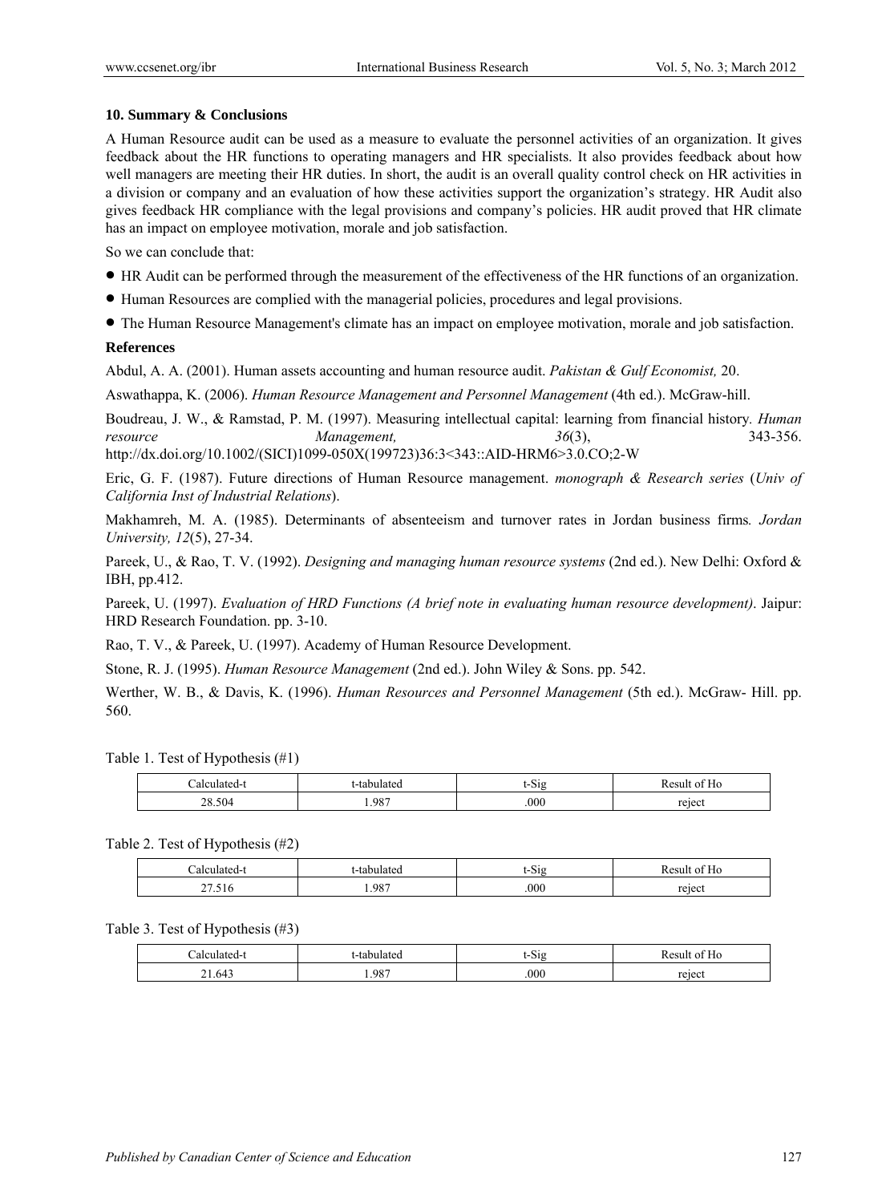## 10. Summary & Conclusions

A Human Resource audit can be used as a measure to evaluate the personnel activities of an organization. It gives feedback about the HR functions to operating managers and HR specialists. It also provides feedback about how well managers are meeting their HR duties. In short, the audit is an overall quality control check on HR activities in a division or company and an evaluation of how these activities support the organization's strategy. HR Audit also gives feedback HR compliance with the legal provisions and company's policies. HR audit proved that HR climate has an impact on employee motivation, morale and job satisfaction.

So we can conclude that:

- HR Audit can be performed through the measurement of the effectiveness of the HR functions of an organization.
- Human Resources are complied with the managerial policies, procedures and legal provisions.
- The Human Resource Management's climate has an impact on employee motivation, morale and job satisfaction.

## References

Abdul, A. A. (2001). Human assets accounting and human resource audit. *Pakistan & Gulf Economist,* 20.

Aswathappa, K. (2006). *Human Resource Management and Personnel Management* (4th ed.). McGraw-hill.

Boudreau, J. W., & Ramstad, P. M. (1997). Measuring intellectual capital: learning from financial history. *Human resource Management, 36*(3), 343-356. http://dx.doi.org/10.1002/(SICI)1099-050X(199723)36:3<343::AID-HRM6>3.0.CO;2-W

Eric, G. F. (1987). Future directions of Human Resource management. *monograph & Research series* (*Univ of California Inst of Industrial Relations*).

Makhamreh, M. A. (1985). Determinants of absenteeism and turnover rates in Jordan business firms*. Jordan University, 12*(5), 27-34.

Pareek, U., & Rao, T. V. (1992). *Designing and managing human resource systems* (2nd ed.). New Delhi: Oxford & IBH, pp.412.

Pareek, U. (1997). *Evaluation of HRD Functions (A brief note in evaluating human resource development)*. Jaipur: HRD Research Foundation. pp. 3-10.

Rao, T. V., & Pareek, U. (1997). Academy of Human Resource Development.

Stone, R. J. (1995). *Human Resource Management* (2nd ed.). John Wiley & Sons. pp. 542.

Werther, W. B., & Davis, K. (1996). *Human Resources and Personnel Management* (5th ed.). McGraw- Hill. pp. 560.

Table 1. Test of Hypothesis (#1)

| Calculated-t | t-tabulated | t-Sig | Result of Ho |
|---|---|---|---|
| 28.504 | 1.987 | .000 | reject |

Table 2. Test of Hypothesis (#2)

| Calculated-t | t-tabulated | t-Sig | Result of Ho |
|---|---|---|---|
| 27.516 | 1.987 | .000 | reject |

Table 3. Test of Hypothesis (#3)

| Calculated-t | t-tabulated | t-Sig | Result of Ho |
|---|---|---|---|
| 21.643 | 1.987 | .000 | reject |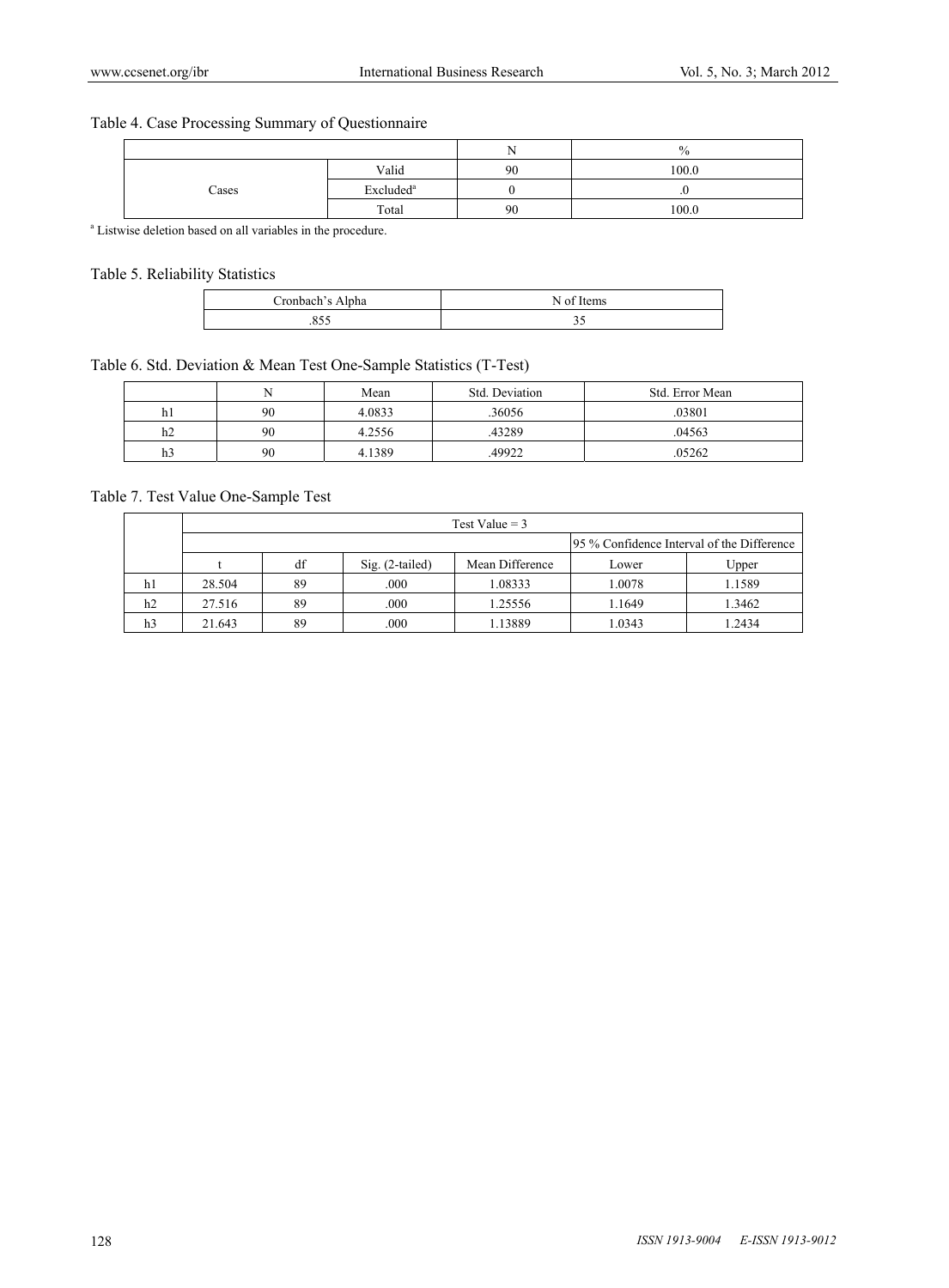Table 4. Case Processing Summary of Questionnaire

| | | N | % |
|---|---|---|---|
| Cases | Valid | 90 | 100.0 |
| | Excluded[a] | 0 | .0 |
| | Total | 90 | 100.0 |

[a] Listwise deletion based on all variables in the procedure.

Table 5. Reliability Statistics

| Cronbach's Alpha | N of Items |
|---|---|
| .855 | 35 |

Table 6. Std. Deviation & Mean Test One-Sample Statistics (T-Test)

| | N | Mean | Std. Deviation | Std. Error Mean |
|---|---|---|---|---|
| h1 | 90 | 4.0833 | .36056 | .03801 |
| h2 | 90 | 4.2556 | .43289 | .04563 |
| h3 | 90 | 4.1389 | .49922 | .05262 |

Table 7. Test Value One-Sample Test

| | Test Value = 3 | | | | | |
|---|---|---|---|---|---|---|
| | | | | | 95 % Confidence Interval of the Difference | |
| | t | df | Sig. (2-tailed) | Mean Difference | Lower | Upper |
| h1 | 28.504 | 89 | .000 | 1.08333 | 1.0078 | 1.1589 |
| h2 | 27.516 | 89 | .000 | 1.25556 | 1.1649 | 1.3462 |
| h3 | 21.643 | 89 | .000 | 1.13889 | 1.0343 | 1.2434 |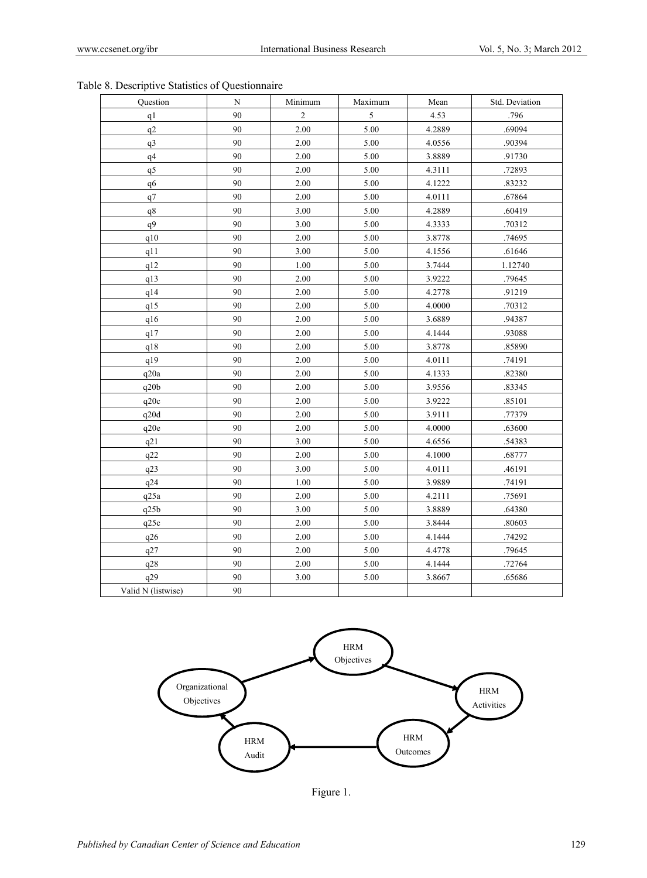Table 8. Descriptive Statistics of Questionnaire

| Question | N | Minimum | Maximum | Mean | Std. Deviation |
|---|---|---|---|---|---|
| q1 | 90 | 2 | 5 | 4.53 | .796 |
| q2 | 90 | 2.00 | 5.00 | 4.2889 | .69094 |
| q3 | 90 | 2.00 | 5.00 | 4.0556 | .90394 |
| q4 | 90 | 2.00 | 5.00 | 3.8889 | .91730 |
| q5 | 90 | 2.00 | 5.00 | 4.3111 | .72893 |
| q6 | 90 | 2.00 | 5.00 | 4.1222 | .83232 |
| q7 | 90 | 2.00 | 5.00 | 4.0111 | .67864 |
| q8 | 90 | 3.00 | 5.00 | 4.2889 | .60419 |
| q9 | 90 | 3.00 | 5.00 | 4.3333 | .70312 |
| q10 | 90 | 2.00 | 5.00 | 3.8778 | .74695 |
| q11 | 90 | 3.00 | 5.00 | 4.1556 | .61646 |
| q12 | 90 | 1.00 | 5.00 | 3.7444 | 1.12740 |
| q13 | 90 | 2.00 | 5.00 | 3.9222 | .79645 |
| q14 | 90 | 2.00 | 5.00 | 4.2778 | .91219 |
| q15 | 90 | 2.00 | 5.00 | 4.0000 | .70312 |
| q16 | 90 | 2.00 | 5.00 | 3.6889 | .94387 |
| q17 | 90 | 2.00 | 5.00 | 4.1444 | .93088 |
| q18 | 90 | 2.00 | 5.00 | 3.8778 | .85890 |
| q19 | 90 | 2.00 | 5.00 | 4.0111 | .74191 |
| q20a | 90 | 2.00 | 5.00 | 4.1333 | .82380 |
| q20b | 90 | 2.00 | 5.00 | 3.9556 | .83345 |
| q20c | 90 | 2.00 | 5.00 | 3.9222 | .85101 |
| q20d | 90 | 2.00 | 5.00 | 3.9111 | .77379 |
| q20e | 90 | 2.00 | 5.00 | 4.0000 | .63600 |
| q21 | 90 | 3.00 | 5.00 | 4.6556 | .54383 |
| q22 | 90 | 2.00 | 5.00 | 4.1000 | .68777 |
| q23 | 90 | 3.00 | 5.00 | 4.0111 | .46191 |
| q24 | 90 | 1.00 | 5.00 | 3.9889 | .74191 |
| q25a | 90 | 2.00 | 5.00 | 4.2111 | .75691 |
| q25b | 90 | 3.00 | 5.00 | 3.8889 | .64380 |
| q25c | 90 | 2.00 | 5.00 | 3.8444 | .80603 |
| q26 | 90 | 2.00 | 5.00 | 4.1444 | .74292 |
| q27 | 90 | 2.00 | 5.00 | 4.4778 | .79645 |
| q28 | 90 | 2.00 | 5.00 | 4.1444 | .72764 |
| q29 | 90 | 3.00 | 5.00 | 3.8667 | .65686 |
| Valid N (listwise) | 90 | | | | |

HRM Objectives

Organizational Objectives

HRM Activities

HRM Audit

HRM Outcomes

Figure 1.